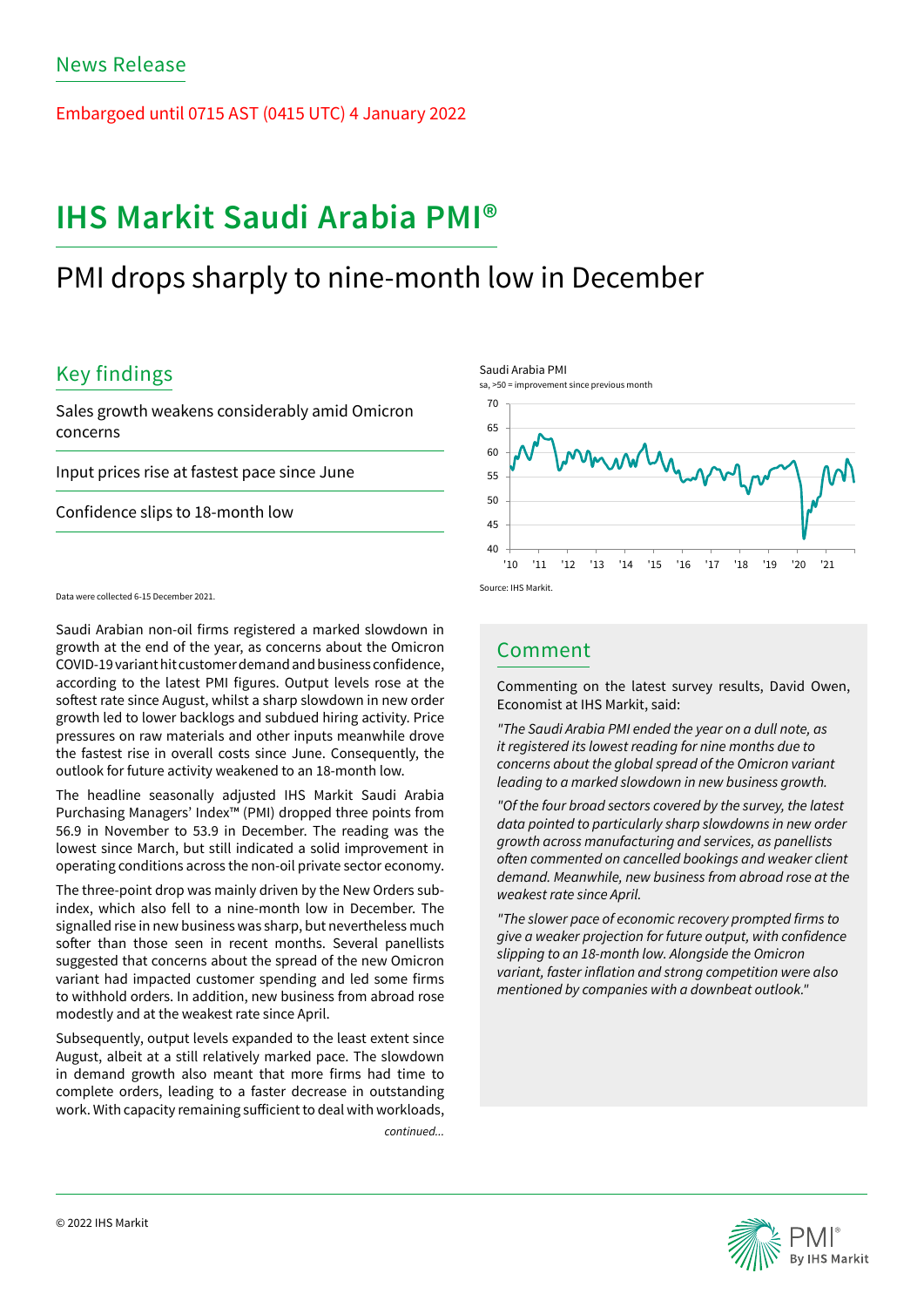News Release

Embargoed until 0715 AST (0415 UTC) 4 January 2022

# IHS Markit Saudi Arabia PMI®

## PMI drops sharply to nine-month low in December

### Key findings

Sales growth weakens considerably amid Omicron concerns

Input prices rise at fastest pace since June

Confidence slips to 18-month low

Saudi Arabia PMI
sa, >50 = improvement since previous month

Source: IHS Markit.

Data were collected 6-15 December 2021.

Saudi Arabian non-oil firms registered a marked slowdown in growth at the end of the year, as concerns about the Omicron COVID-19 variant hit customer demand and business confidence, according to the latest PMI figures. Output levels rose at the softest rate since August, whilst a sharp slowdown in new order growth led to lower backlogs and subdued hiring activity. Price pressures on raw materials and other inputs meanwhile drove the fastest rise in overall costs since June. Consequently, the outlook for future activity weakened to an 18-month low.

The headline seasonally adjusted IHS Markit Saudi Arabia Purchasing Managers' Index™ (PMI) dropped three points from 56.9 in November to 53.9 in December. The reading was the lowest since March, but still indicated a solid improvement in operating conditions across the non-oil private sector economy.

The three-point drop was mainly driven by the New Orders sub-index, which also fell to a nine-month low in December. The signalled rise in new business was sharp, but nevertheless much softer than those seen in recent months. Several panellists suggested that concerns about the spread of the new Omicron variant had impacted customer spending and led some firms to withhold orders. In addition, new business from abroad rose modestly and at the weakest rate since April.

Subsequently, output levels expanded to the least extent since August, albeit at a still relatively marked pace. The slowdown in demand growth also meant that more firms had time to complete orders, leading to a faster decrease in outstanding work. With capacity remaining sufficient to deal with workloads,

*continued...*

### Comment

Commenting on the latest survey results, David Owen, Economist at IHS Markit, said:

*"The Saudi Arabia PMI ended the year on a dull note, as it registered its lowest reading for nine months due to concerns about the global spread of the Omicron variant leading to a marked slowdown in new business growth.*

*"Of the four broad sectors covered by the survey, the latest data pointed to particularly sharp slowdowns in new order growth across manufacturing and services, as panellists often commented on cancelled bookings and weaker client demand. Meanwhile, new business from abroad rose at the weakest rate since April.*

*"The slower pace of economic recovery prompted firms to give a weaker projection for future output, with confidence slipping to an 18-month low. Alongside the Omicron variant, faster inflation and strong competition were also mentioned by companies with a downbeat outlook."*

© 2022 IHS Markit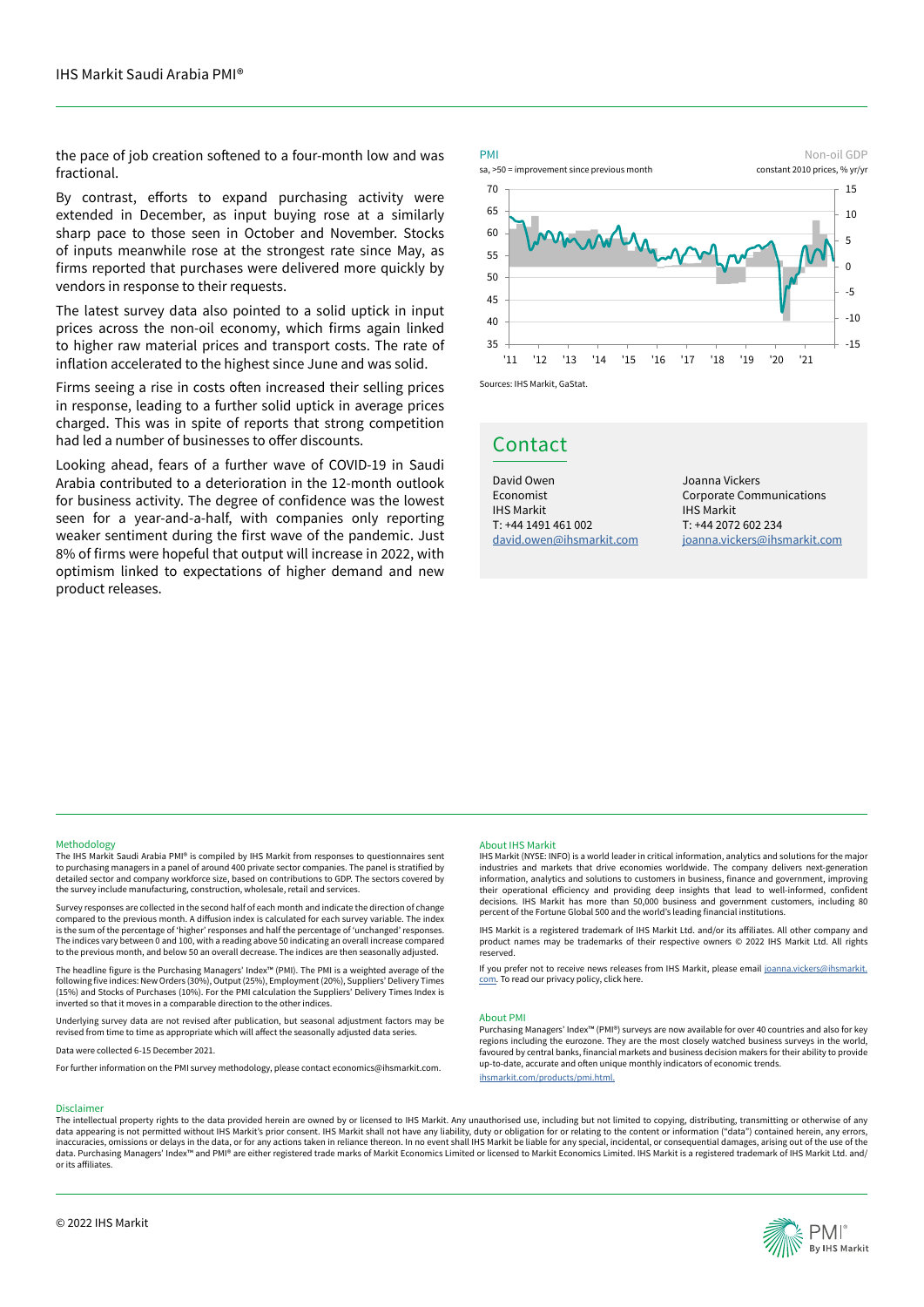the pace of job creation softened to a four-month low and was fractional.

By contrast, efforts to expand purchasing activity were extended in December, as input buying rose at a similarly sharp pace to those seen in October and November. Stocks of inputs meanwhile rose at the strongest rate since May, as firms reported that purchases were delivered more quickly by vendors in response to their requests.

The latest survey data also pointed to a solid uptick in input prices across the non-oil economy, which firms again linked to higher raw material prices and transport costs. The rate of inflation accelerated to the highest since June and was solid.

Firms seeing a rise in costs often increased their selling prices in response, leading to a further solid uptick in average prices charged. This was in spite of reports that strong competition had led a number of businesses to offer discounts.

Looking ahead, fears of a further wave of COVID-19 in Saudi Arabia contributed to a deterioration in the 12-month outlook for business activity. The degree of confidence was the lowest seen for a year-and-a-half, with companies only reporting weaker sentiment during the first wave of the pandemic. Just 8% of firms were hopeful that output will increase in 2022, with optimism linked to expectations of higher demand and new product releases.

PMI
sa, >50 = improvement since previous month

Non-oil GDP
constant 2010 prices, % yr/yr

70 65 60 55 50 45 40 35

15 10 5 0 -5 -10 -15

'11 '12 '13 '14 '15 '16 '17 '18 '19 '20 '21

Sources: IHS Markit, GaStat.

## Contact

David Owen
Economist
IHS Markit
T: +44 1491 461 002
david.owen@ihsmarkit.com

Joanna Vickers
Corporate Communications
IHS Markit
T: +44 2072 602 234
joanna.vickers@ihsmarkit.com

### Methodology

The IHS Markit Saudi Arabia PMI® is compiled by IHS Markit from responses to questionnaires sent to purchasing managers in a panel of around 400 private sector companies. The panel is stratified by detailed sector and company workforce size, based on contributions to GDP. The sectors covered by the survey include manufacturing, construction, wholesale, retail and services.

Survey responses are collected in the second half of each month and indicate the direction of change compared to the previous month. A diffusion index is calculated for each survey variable. The index is the sum of the percentage of 'higher' responses and half the percentage of 'unchanged' responses. The indices vary between 0 and 100, with a reading above 50 indicating an overall increase compared to the previous month, and below 50 an overall decrease. The indices are then seasonally adjusted.

The headline figure is the Purchasing Managers' Index™ (PMI). The PMI is a weighted average of the following five indices: New Orders (30%), Output (25%), Employment (20%), Suppliers' Delivery Times (15%) and Stocks of Purchases (10%). For the PMI calculation the Suppliers' Delivery Times Index is inverted so that it moves in a comparable direction to the other indices.

Underlying survey data are not revised after publication, but seasonal adjustment factors may be revised from time to time as appropriate which will affect the seasonally adjusted data series.

Data were collected 6-15 December 2021.

For further information on the PMI survey methodology, please contact economics@ihsmarkit.com.

### About IHS Markit

IHS Markit (NYSE: INFO) is a world leader in critical information, analytics and solutions for the major industries and markets that drive economies worldwide. The company delivers next-generation information, analytics and solutions to customers in business, finance and government, improving their operational efficiency and providing deep insights that lead to well-informed, confident decisions. IHS Markit has more than 50,000 business and government customers, including 80 percent of the Fortune Global 500 and the world's leading financial institutions.

IHS Markit is a registered trademark of IHS Markit Ltd. and/or its affiliates. All other company and product names may be trademarks of their respective owners © 2022 IHS Markit Ltd. All rights reserved.

If you prefer not to receive news releases from IHS Markit, please email joanna.vickers@ihsmarkit.com. To read our privacy policy, click here.

### About PMI

Purchasing Managers' Index™ (PMI®) surveys are now available for over 40 countries and also for key regions including the eurozone. They are the most closely watched business surveys in the world, favoured by central banks, financial markets and business decision makers for their ability to provide up-to-date, accurate and often unique monthly indicators of economic trends.

ihsmarkit.com/products/pmi.html.

### Disclaimer

The intellectual property rights to the data provided herein are owned by or licensed to IHS Markit. Any unauthorised use, including but not limited to copying, distributing, transmitting or otherwise of any data appearing is not permitted without IHS Markit's prior consent. IHS Markit shall not have any liability, duty or obligation for or relating to the content or information ("data") contained herein, any errors, inaccuracies, omissions or delays in the data, or for any actions taken in reliance thereon. In no event shall IHS Markit be liable for any special, incidental, or consequential damages, arising out of the use of the data. Purchasing Managers' Index™ and PMI® are either registered trade marks of Markit Economics Limited or licensed to Markit Economics Limited. IHS Markit is a registered trademark of IHS Markit Ltd. and/or its affiliates.

© 2022 IHS Markit